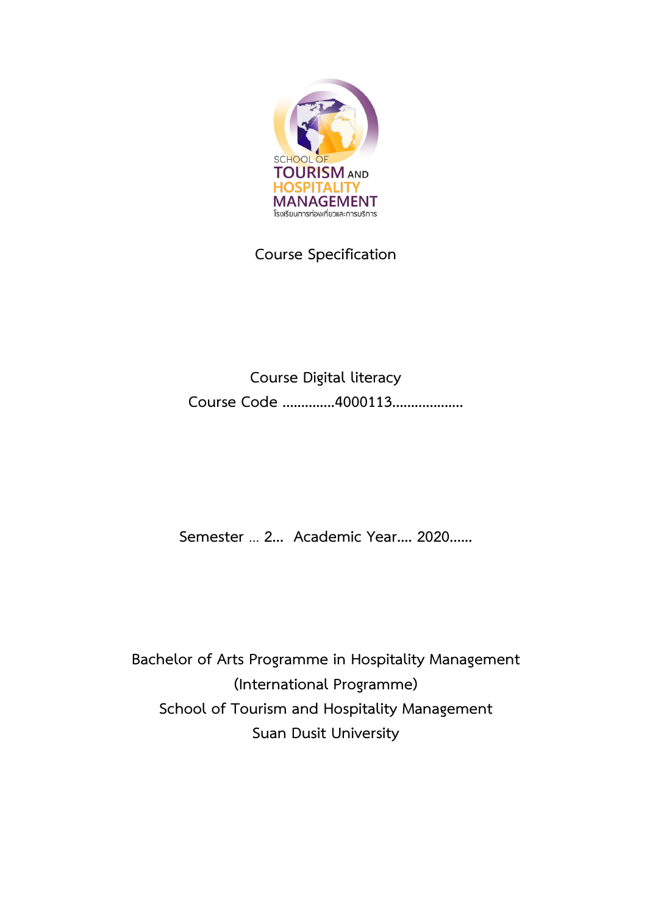SCHOOL OF
TOURISM AND
HOSPITALITY
MANAGEMENT
โรงเรียนการท่องเที่ยวและการบริการ

# Course Specification

**Course** Digital literacy

**Course Code** .............4000113..................

**Semester** ... 2... **Academic Year**.... 2020......

**Bachelor of Arts Programme in Hospitality Management**
**(International Programme)**
**School of Tourism and Hospitality Management**
**Suan Dusit University**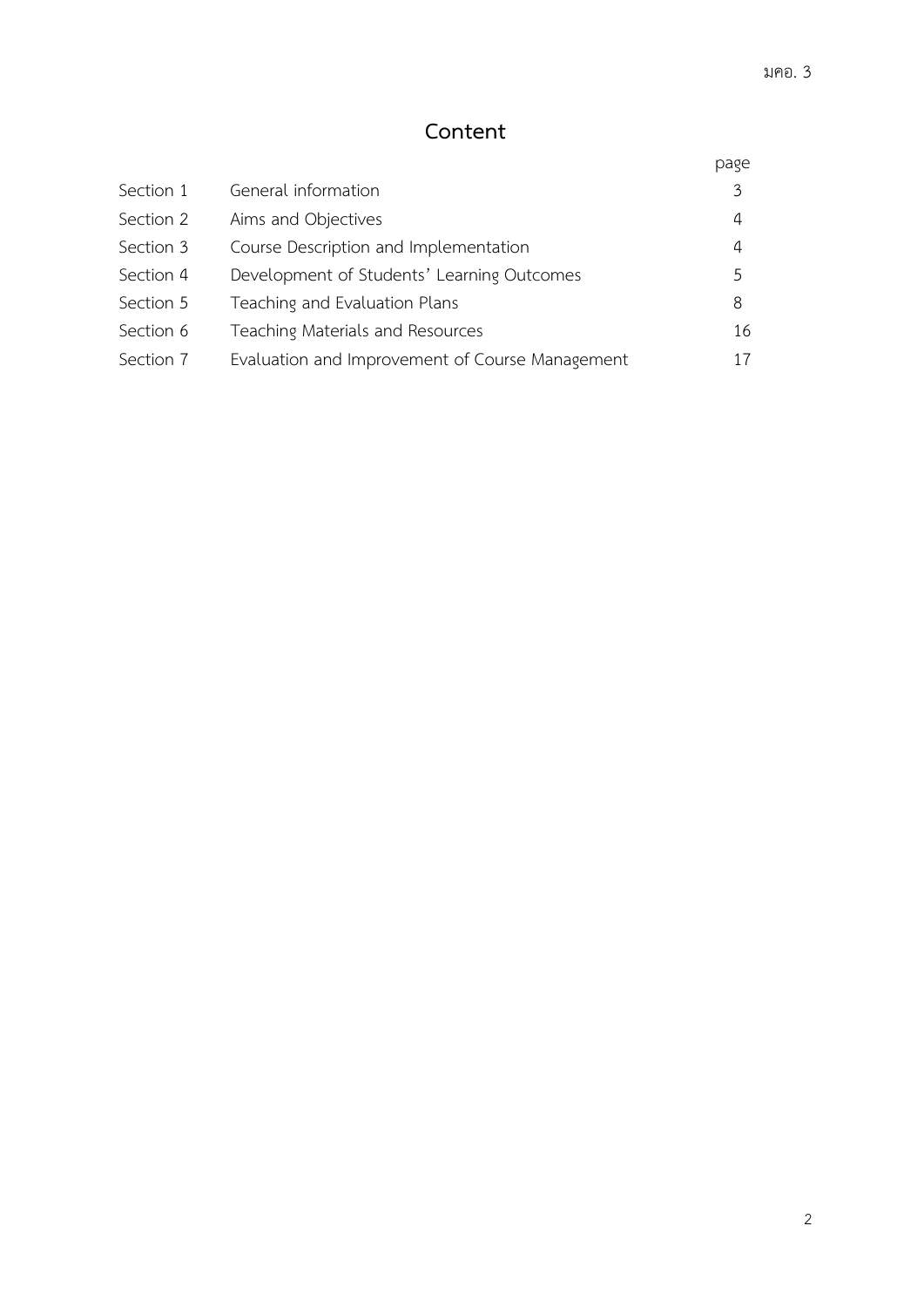# Content

| | | page |
|---|---|---|
| Section 1 | General information | 3 |
| Section 2 | Aims and Objectives | 4 |
| Section 3 | Course Description and Implementation | 4 |
| Section 4 | Development of Students' Learning Outcomes | 5 |
| Section 5 | Teaching and Evaluation Plans | 8 |
| Section 6 | Teaching Materials and Resources | 16 |
| Section 7 | Evaluation and Improvement of Course Management | 17 |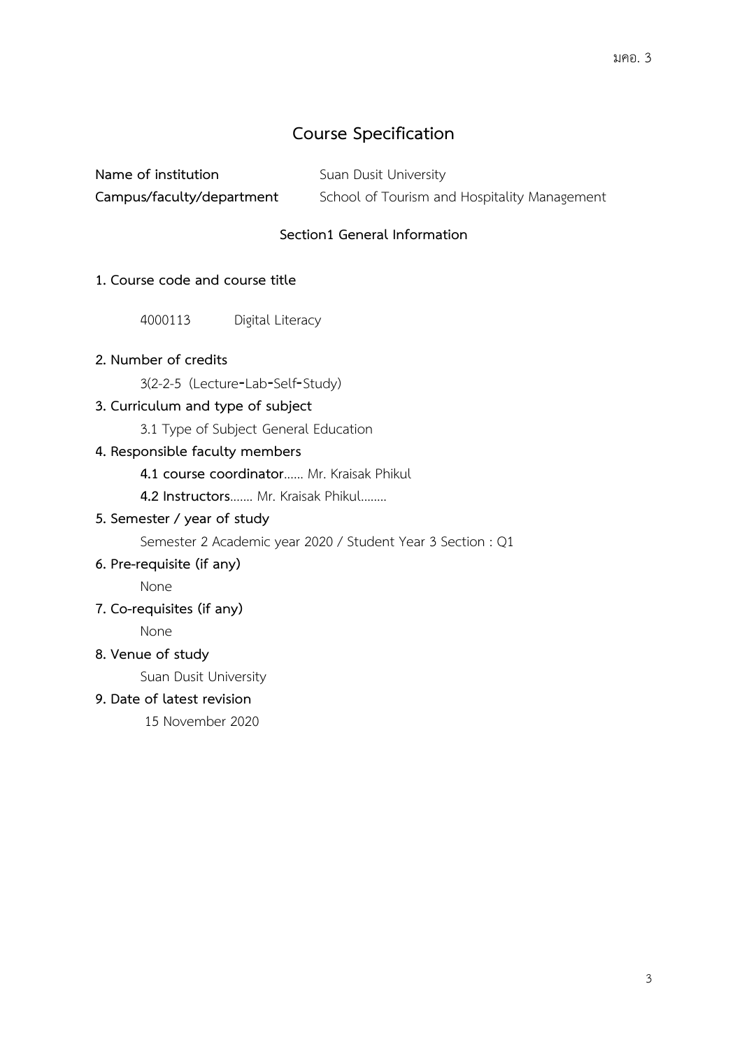# Course Specification

**Name of institution** Suan Dusit University

**Campus/faculty/department** School of Tourism and Hospitality Management

## Section1 General Information

**1. Course code and course title**

4000113 Digital Literacy

**2. Number of credits**

3(2-2-5 (Lecture-Lab-Self-Study)

**3. Curriculum and type of subject**

3.1 Type of Subject General Education

**4. Responsible faculty members**

**4.1 course coordinator**...... Mr. Kraisak Phikul

**4.2 Instructors**....... Mr. Kraisak Phikul........

**5. Semester / year of study**

Semester 2 Academic year 2020 / Student Year 3 Section : Q1

**6. Pre-requisite (if any)**

None

**7. Co-requisites (if any)**

None

**8. Venue of study**

Suan Dusit University

**9. Date of latest revision**

15 November 2020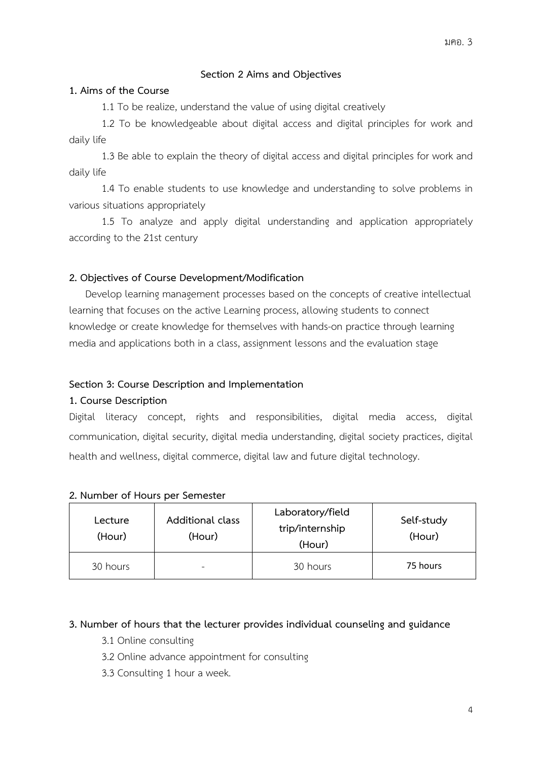## Section 2 Aims and Objectives

### 1. Aims of the Course

1.1 To be realize, understand the value of using digital creatively

1.2 To be knowledgeable about digital access and digital principles for work and daily life

1.3 Be able to explain the theory of digital access and digital principles for work and daily life

1.4 To enable students to use knowledge and understanding to solve problems in various situations appropriately

1.5 To analyze and apply digital understanding and application appropriately according to the 21st century

### 2. Objectives of Course Development/Modification

Develop learning management processes based on the concepts of creative intellectual learning that focuses on the active Learning process, allowing students to connect knowledge or create knowledge for themselves with hands-on practice through learning media and applications both in a class, assignment lessons and the evaluation stage

## Section 3: Course Description and Implementation

### 1. Course Description

Digital literacy concept, rights and responsibilities, digital media access, digital communication, digital security, digital media understanding, digital society practices, digital health and wellness, digital commerce, digital law and future digital technology.

### 2. Number of Hours per Semester

| Lecture (Hour) | Additional class (Hour) | Laboratory/field trip/internship (Hour) | Self-study (Hour) |
|---|---|---|---|
| 30 hours | - | 30 hours | **75 hours** |

### 3. Number of hours that the lecturer provides individual counseling and guidance

3.1 Online consulting

3.2 Online advance appointment for consulting

3.3 Consulting 1 hour a week.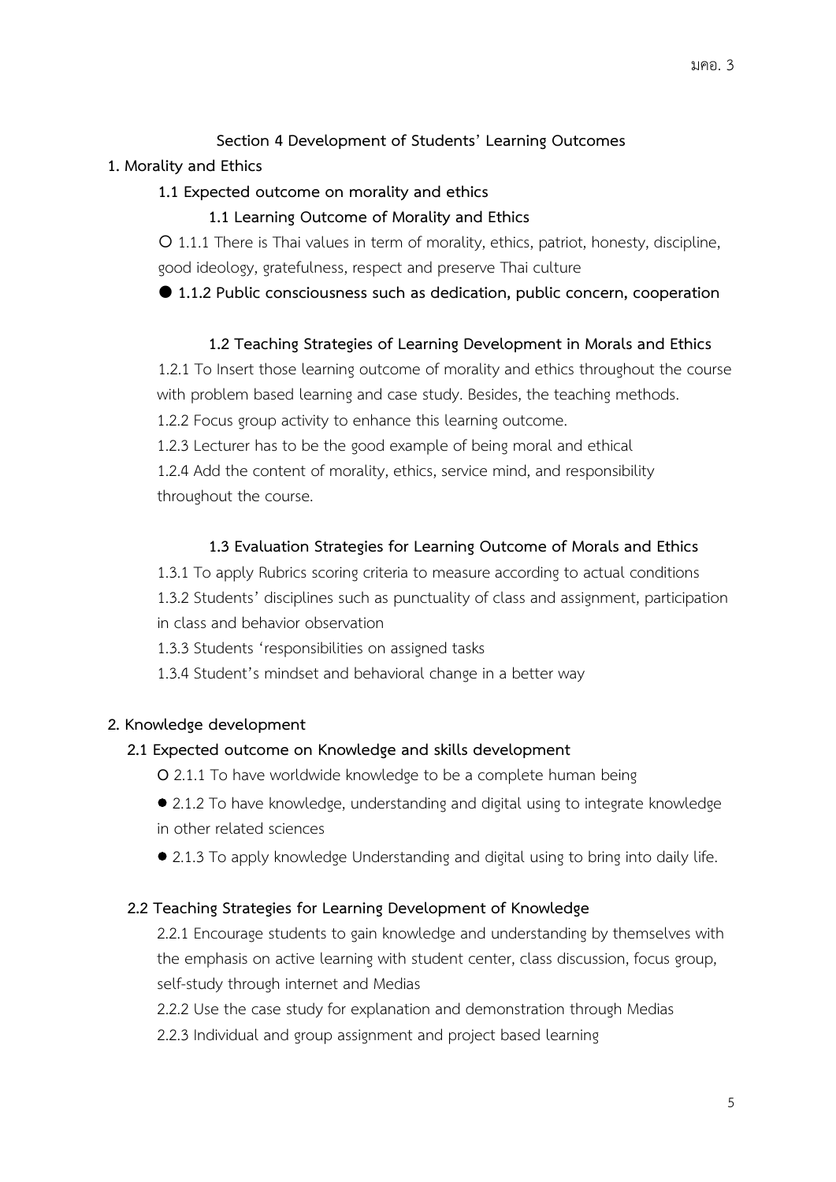### Section 4 Development of Students' Learning Outcomes

**1. Morality and Ethics**

**1.1 Expected outcome on morality and ethics**

**1.1 Learning Outcome of Morality and Ethics**

O 1.1.1 There is Thai values in term of morality, ethics, patriot, honesty, discipline, good ideology, gratefulness, respect and preserve Thai culture

● **1.1.2 Public consciousness such as dedication, public concern, cooperation**

**1.2 Teaching Strategies of Learning Development in Morals and Ethics**

1.2.1 To Insert those learning outcome of morality and ethics throughout the course with problem based learning and case study. Besides, the teaching methods.

1.2.2 Focus group activity to enhance this learning outcome.

1.2.3 Lecturer has to be the good example of being moral and ethical

1.2.4 Add the content of morality, ethics, service mind, and responsibility throughout the course.

**1.3 Evaluation Strategies for Learning Outcome of Morals and Ethics**

1.3.1 To apply Rubrics scoring criteria to measure according to actual conditions

1.3.2 Students' disciplines such as punctuality of class and assignment, participation in class and behavior observation

1.3.3 Students 'responsibilities on assigned tasks

1.3.4 Student's mindset and behavioral change in a better way

**2. Knowledge development**

**2.1 Expected outcome on Knowledge and skills development**

O 2.1.1 To have worldwide knowledge to be a complete human being

● 2.1.2 To have knowledge, understanding and digital using to integrate knowledge in other related sciences

● 2.1.3 To apply knowledge Understanding and digital using to bring into daily life.

**2.2 Teaching Strategies for Learning Development of Knowledge**

2.2.1 Encourage students to gain knowledge and understanding by themselves with the emphasis on active learning with student center, class discussion, focus group, self-study through internet and Medias

2.2.2 Use the case study for explanation and demonstration through Medias

2.2.3 Individual and group assignment and project based learning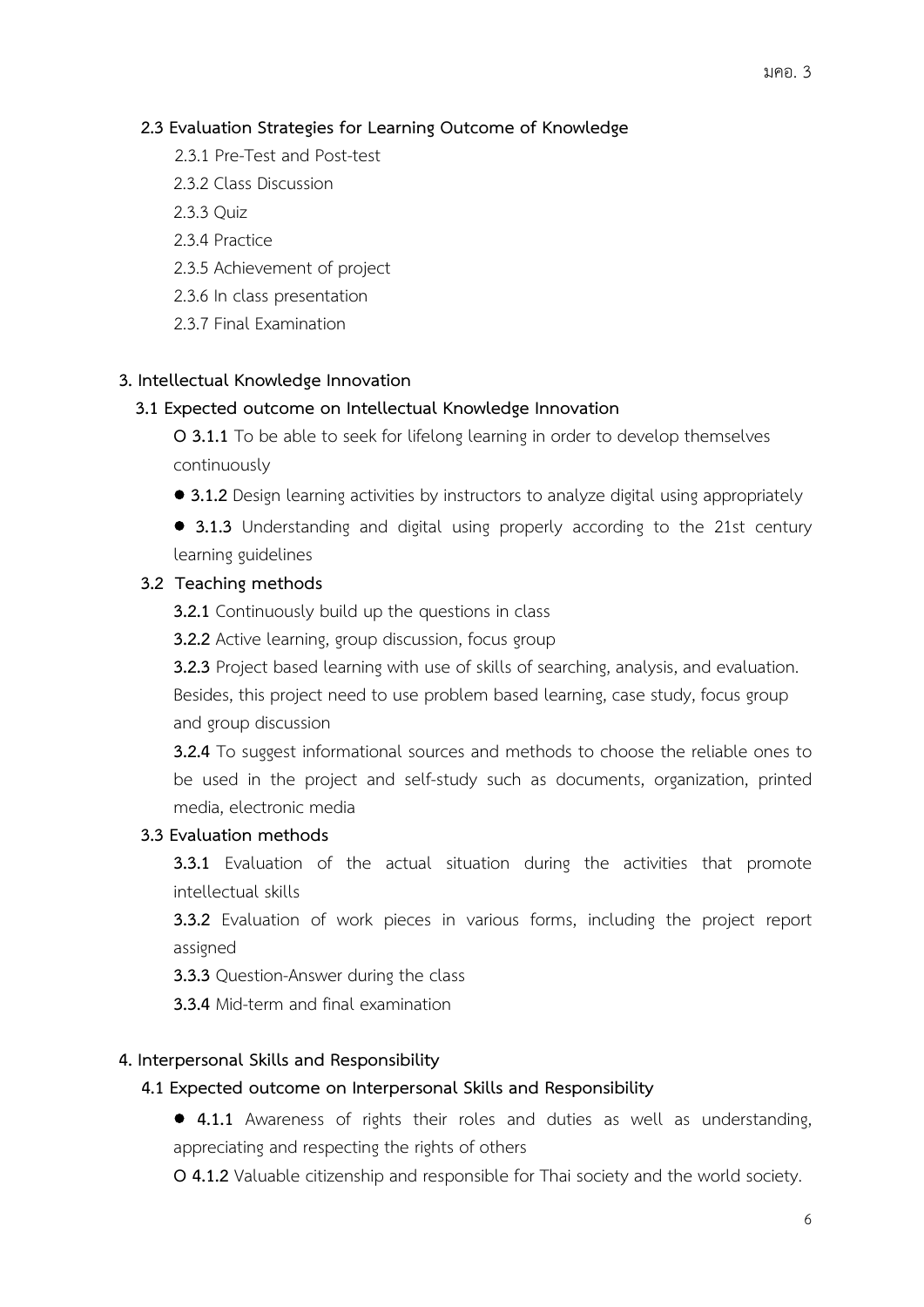**2.3 Evaluation Strategies for Learning Outcome of Knowledge**

2.3.1 Pre-Test and Post-test

2.3.2 Class Discussion

2.3.3 Quiz

2.3.4 Practice

2.3.5 Achievement of project

2.3.6 In class presentation

2.3.7 Final Examination

**3. Intellectual Knowledge Innovation**

**3.1 Expected outcome on Intellectual Knowledge Innovation**

O **3.1.1** To be able to seek for lifelong learning in order to develop themselves continuously

● **3.1.2** Design learning activities by instructors to analyze digital using appropriately

● **3.1.3** Understanding and digital using properly according to the 21st century learning guidelines

**3.2 Teaching methods**

**3.2.1** Continuously build up the questions in class

**3.2.2** Active learning, group discussion, focus group

**3.2.3** Project based learning with use of skills of searching, analysis, and evaluation. Besides, this project need to use problem based learning, case study, focus group and group discussion

**3.2.4** To suggest informational sources and methods to choose the reliable ones to be used in the project and self-study such as documents, organization, printed media, electronic media

**3.3 Evaluation methods**

**3.3.1** Evaluation of the actual situation during the activities that promote intellectual skills

**3.3.2** Evaluation of work pieces in various forms, including the project report assigned

**3.3.3** Question-Answer during the class

**3.3.4** Mid-term and final examination

**4. Interpersonal Skills and Responsibility**

**4.1 Expected outcome on Interpersonal Skills and Responsibility**

● **4.1.1** Awareness of rights their roles and duties as well as understanding, appreciating and respecting the rights of others

O **4.1.2** Valuable citizenship and responsible for Thai society and the world society.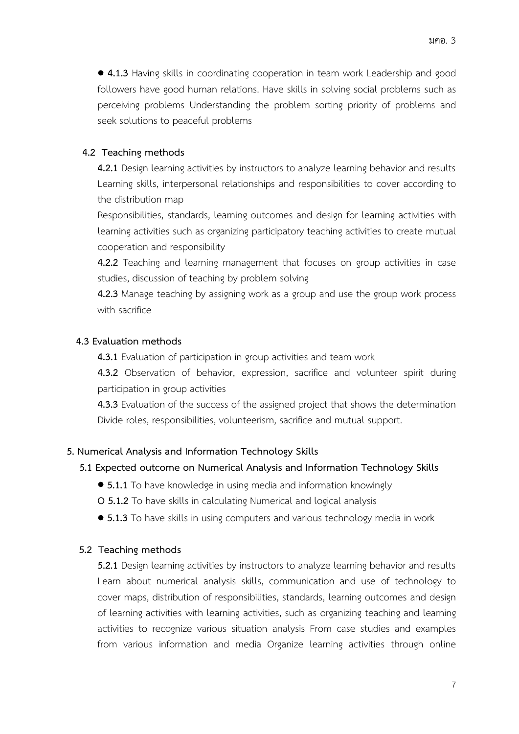● **4.1.3** Having skills in coordinating cooperation in team work Leadership and good followers have good human relations. Have skills in solving social problems such as perceiving problems Understanding the problem sorting priority of problems and seek solutions to peaceful problems

**4.2 Teaching methods**

**4.2.1** Design learning activities by instructors to analyze learning behavior and results Learning skills, interpersonal relationships and responsibilities to cover according to the distribution map

Responsibilities, standards, learning outcomes and design for learning activities with learning activities such as organizing participatory teaching activities to create mutual cooperation and responsibility

**4.2.2** Teaching and learning management that focuses on group activities in case studies, discussion of teaching by problem solving

**4.2.3** Manage teaching by assigning work as a group and use the group work process with sacrifice

**4.3 Evaluation methods**

**4.3.1** Evaluation of participation in group activities and team work

**4.3.2** Observation of behavior, expression, sacrifice and volunteer spirit during participation in group activities

**4.3.3** Evaluation of the success of the assigned project that shows the determination Divide roles, responsibilities, volunteerism, sacrifice and mutual support.

**5. Numerical Analysis and Information Technology Skills**

**5.1 Expected outcome on Numerical Analysis and Information Technology Skills**

● **5.1.1** To have knowledge in using media and information knowingly

O **5.1.2** To have skills in calculating Numerical and logical analysis

● **5.1.3** To have skills in using computers and various technology media in work

**5.2 Teaching methods**

**5.2.1** Design learning activities by instructors to analyze learning behavior and results Learn about numerical analysis skills, communication and use of technology to cover maps, distribution of responsibilities, standards, learning outcomes and design of learning activities with learning activities, such as organizing teaching and learning activities to recognize various situation analysis From case studies and examples from various information and media Organize learning activities through online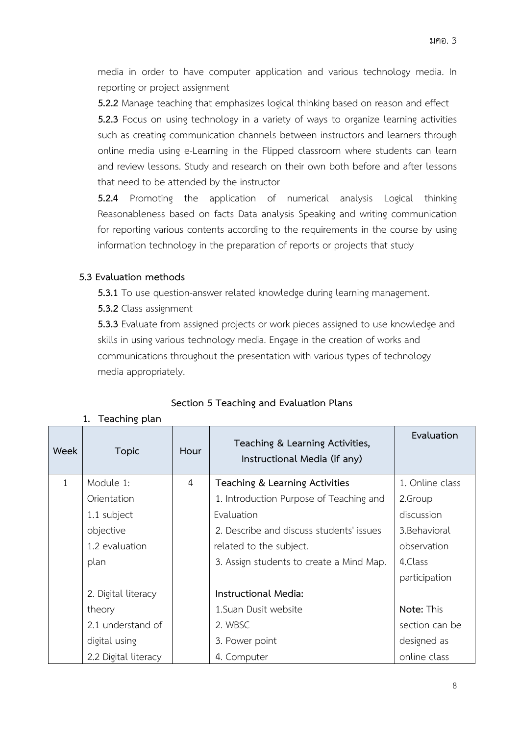media in order to have computer application and various technology media. In reporting or project assignment

**5.2.2** Manage teaching that emphasizes logical thinking based on reason and effect

**5.2.3** Focus on using technology in a variety of ways to organize learning activities such as creating communication channels between instructors and learners through online media using e-Learning in the Flipped classroom where students can learn and review lessons. Study and research on their own both before and after lessons that need to be attended by the instructor

**5.2.4** Promoting the application of numerical analysis Logical thinking Reasonableness based on facts Data analysis Speaking and writing communication for reporting various contents according to the requirements in the course by using information technology in the preparation of reports or projects that study

**5.3 Evaluation methods**

**5.3.1** To use question-answer related knowledge during learning management.

**5.3.2** Class assignment

**5.3.3** Evaluate from assigned projects or work pieces assigned to use knowledge and skills in using various technology media. Engage in the creation of works and communications throughout the presentation with various types of technology media appropriately.

## Section 5 Teaching and Evaluation Plans

**1. Teaching plan**

| Week | Topic | Hour | Teaching & Learning Activities, Instructional Media (if any) | Evaluation |
|---|---|---|---|---|
| 1 | Module 1: Orientation<br>1.1 subject objective<br>1.2 evaluation plan<br><br>2. Digital literacy theory<br>2.1 understand of digital using<br>2.2 Digital literacy | 4 | **Teaching & Learning Activities**<br>1. Introduction Purpose of Teaching and Evaluation<br>2. Describe and discuss students' issues related to the subject.<br>3. Assign students to create a Mind Map.<br><br>**Instructional Media:**<br>1.Suan Dusit website<br>2. WBSC<br>3. Power point<br>4. Computer | 1. Online class<br>2.Group discussion<br>3.Behavioral observation<br>4.Class participation<br><br>**Note:** This section can be designed as online class |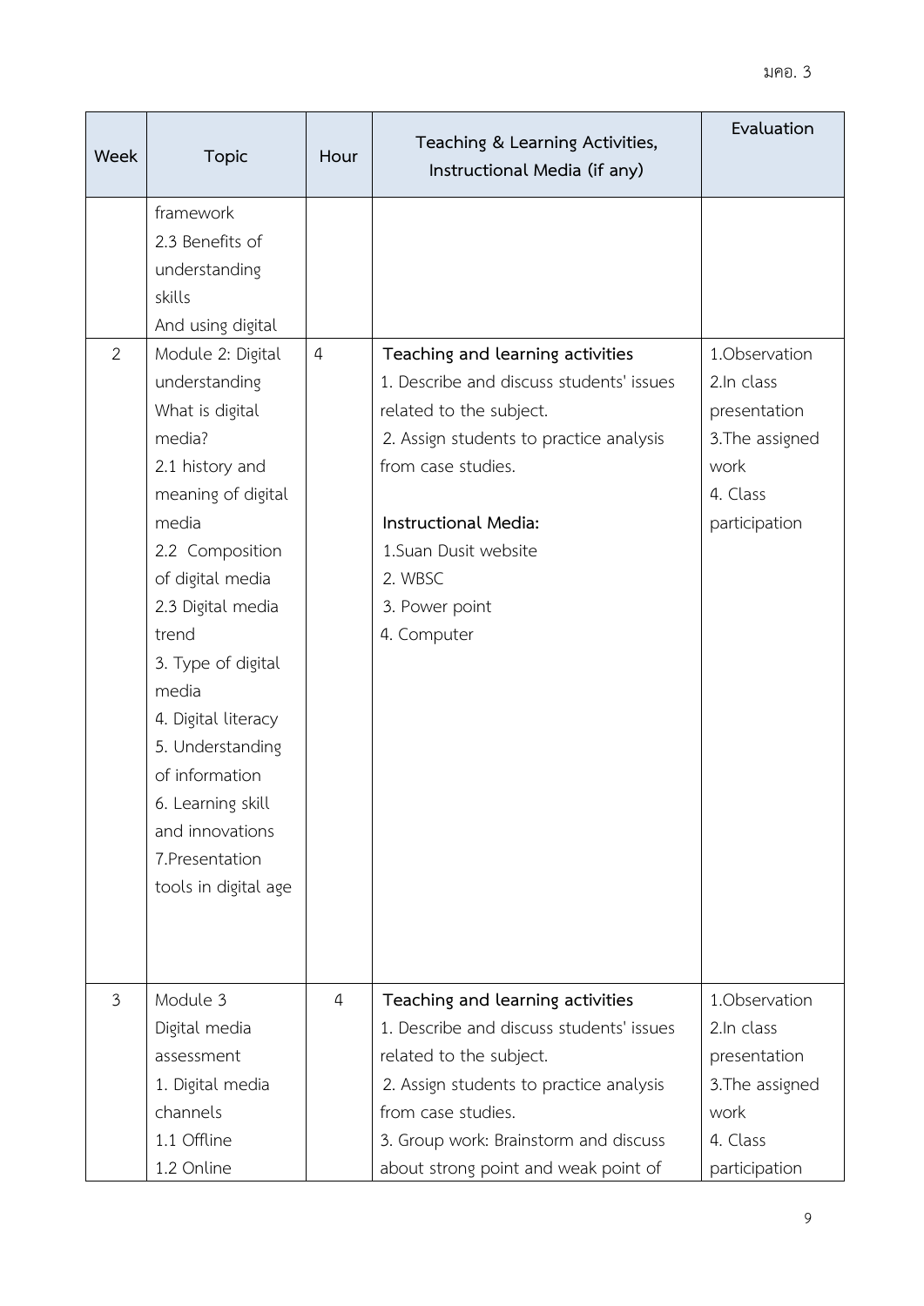| Week | Topic | Hour | Teaching & Learning Activities, Instructional Media (if any) | Evaluation |
|---|---|---|---|---|
| | framework<br>2.3 Benefits of understanding skills<br>And using digital | | | |
| 2 | Module 2: Digital understanding<br>What is digital media?<br>2.1 history and meaning of digital media<br>2.2 Composition of digital media<br>2.3 Digital media trend<br>3. Type of digital media<br>4. Digital literacy<br>5. Understanding of information<br>6. Learning skill and innovations<br>7.Presentation tools in digital age | 4 | **Teaching and learning activities**<br>1. Describe and discuss students' issues related to the subject.<br>2. Assign students to practice analysis from case studies.<br><br>**Instructional Media:**<br>1.Suan Dusit website<br>2. WBSC<br>3. Power point<br>4. Computer | 1.Observation<br>2.In class presentation<br>3.The assigned work<br>4. Class participation |
| 3 | Module 3<br>Digital media assessment<br>1. Digital media channels<br>1.1 Offline<br>1.2 Online | 4 | **Teaching and learning activities**<br>1. Describe and discuss students' issues related to the subject.<br>2. Assign students to practice analysis from case studies.<br>3. Group work: Brainstorm and discuss about strong point and weak point of | 1.Observation<br>2.In class presentation<br>3.The assigned work<br>4. Class participation |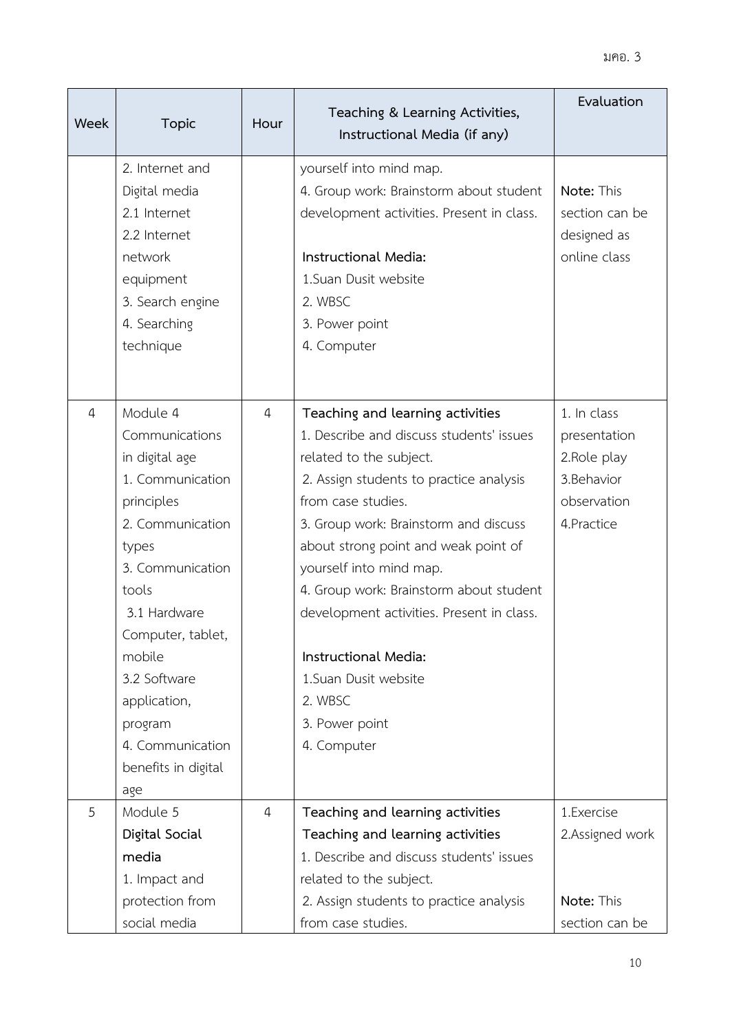| Week | Topic | Hour | Teaching & Learning Activities, Instructional Media (if any) | Evaluation |
|---|---|---|---|---|
| | 2. Internet and Digital media<br>2.1 Internet<br>2.2 Internet network equipment<br>3. Search engine<br>4. Searching technique | | yourself into mind map.<br>4. Group work: Brainstorm about student development activities. Present in class.<br><br>**Instructional Media:**<br>1.Suan Dusit website<br>2. WBSC<br>3. Power point<br>4. Computer | **Note:** This section can be designed as online class |
| 4 | Module 4<br>Communications in digital age<br>1. Communication principles<br>2. Communication types<br>3. Communication tools<br>3.1 Hardware Computer, tablet, mobile<br>3.2 Software application, program<br>4. Communication benefits in digital age | 4 | **Teaching and learning activities**<br>1. Describe and discuss students' issues related to the subject.<br>2. Assign students to practice analysis from case studies.<br>3. Group work: Brainstorm and discuss about strong point and weak point of yourself into mind map.<br>4. Group work: Brainstorm about student development activities. Present in class.<br><br>**Instructional Media:**<br>1.Suan Dusit website<br>2. WBSC<br>3. Power point<br>4. Computer | 1. In class presentation<br>2.Role play<br>3.Behavior observation<br>4.Practice |
| 5 | Module 5<br>**Digital Social media**<br>1. Impact and protection from social media | 4 | **Teaching and learning activities**<br>**Teaching and learning activities**<br>1. Describe and discuss students' issues related to the subject.<br>2. Assign students to practice analysis from case studies. | 1.Exercise<br>2.Assigned work<br><br>**Note:** This section can be |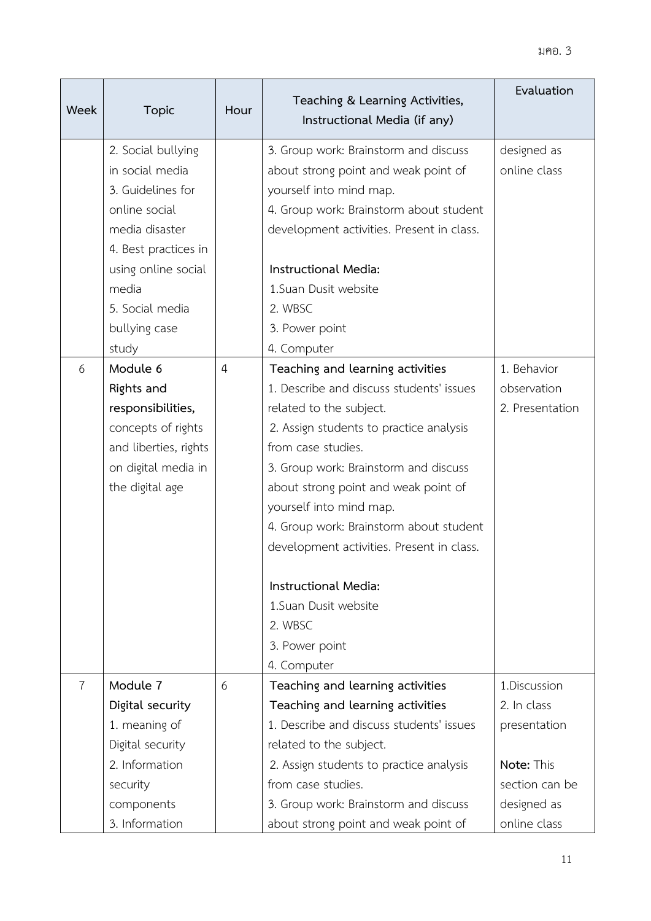| Week | Topic | Hour | Teaching & Learning Activities, Instructional Media (if any) | Evaluation |
|---|---|---|---|---|
| | 2. Social bullying in social media<br>3. Guidelines for online social media disaster<br>4. Best practices in using online social media<br>5. Social media bullying case study | | 3. Group work: Brainstorm and discuss about strong point and weak point of yourself into mind map.<br>4. Group work: Brainstorm about student development activities. Present in class.<br><br>**Instructional Media:**<br>1.Suan Dusit website<br>2. WBSC<br>3. Power point<br>4. Computer | designed as online class |
| 6 | **Module 6**<br>**Rights and responsibilities,** concepts of rights and liberties, rights on digital media in the digital age | 4 | **Teaching and learning activities**<br>1. Describe and discuss students' issues related to the subject.<br>2. Assign students to practice analysis from case studies.<br>3. Group work: Brainstorm and discuss about strong point and weak point of yourself into mind map.<br>4. Group work: Brainstorm about student development activities. Present in class.<br><br>**Instructional Media:**<br>1.Suan Dusit website<br>2. WBSC<br>3. Power point<br>4. Computer | 1. Behavior observation<br>2. Presentation |
| 7 | **Module 7**<br>**Digital security**<br>1. meaning of Digital security<br>2. Information security components<br>3. Information | 6 | **Teaching and learning activities**<br>**Teaching and learning activities**<br>1. Describe and discuss students' issues related to the subject.<br>2. Assign students to practice analysis from case studies.<br>3. Group work: Brainstorm and discuss about strong point and weak point of | 1.Discussion<br>2. In class presentation<br><br>**Note:** This section can be designed as online class |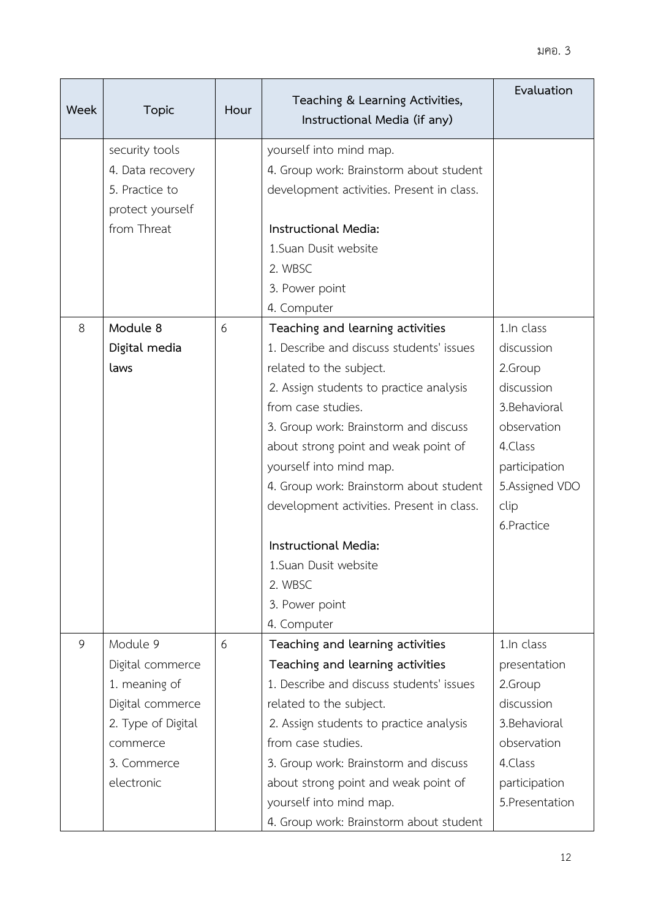| Week | Topic | Hour | Teaching & Learning Activities, Instructional Media (if any) | Evaluation |
|---|---|---|---|---|
| | security tools<br>4. Data recovery<br>5. Practice to protect yourself from Threat | | yourself into mind map.<br>4. Group work: Brainstorm about student development activities. Present in class.<br><br>**Instructional Media:**<br>1.Suan Dusit website<br>2. WBSC<br>3. Power point<br>4. Computer | |
| 8 | **Module 8**<br>**Digital media laws** | 6 | **Teaching and learning activities**<br>1. Describe and discuss students' issues related to the subject.<br>2. Assign students to practice analysis from case studies.<br>3. Group work: Brainstorm and discuss about strong point and weak point of yourself into mind map.<br>4. Group work: Brainstorm about student development activities. Present in class.<br><br>**Instructional Media:**<br>1.Suan Dusit website<br>2. WBSC<br>3. Power point<br>4. Computer | 1.In class discussion<br>2.Group discussion<br>3.Behavioral observation<br>4.Class participation<br>5.Assigned VDO clip<br>6.Practice |
| 9 | Module 9<br>Digital commerce<br>1. meaning of Digital commerce<br>2. Type of Digital commerce<br>3. Commerce electronic | 6 | **Teaching and learning activities**<br>**Teaching and learning activities**<br>1. Describe and discuss students' issues related to the subject.<br>2. Assign students to practice analysis from case studies.<br>3. Group work: Brainstorm and discuss about strong point and weak point of yourself into mind map.<br>4. Group work: Brainstorm about student | 1.In class presentation<br>2.Group discussion<br>3.Behavioral observation<br>4.Class participation<br>5.Presentation |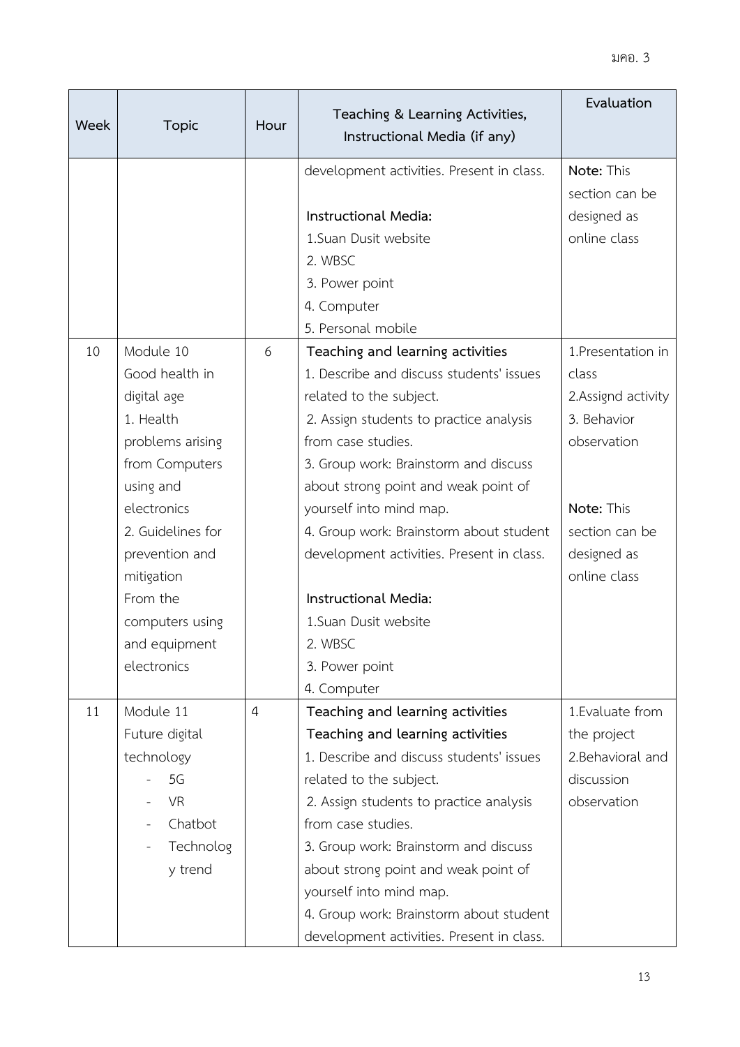| Week | Topic | Hour | Teaching & Learning Activities, Instructional Media (if any) | Evaluation |
|---|---|---|---|---|
| | | | development activities. Present in class.<br><br>**Instructional Media:**<br>1.Suan Dusit website<br>2. WBSC<br>3. Power point<br>4. Computer<br>5. Personal mobile | **Note:** This section can be designed as online class |
| 10 | Module 10<br>Good health in digital age<br>1. Health problems arising from Computers using and electronics<br>2. Guidelines for prevention and mitigation From the computers using and equipment electronics | 6 | **Teaching and learning activities**<br>1. Describe and discuss students' issues related to the subject.<br>2. Assign students to practice analysis from case studies.<br>3. Group work: Brainstorm and discuss about strong point and weak point of yourself into mind map.<br>4. Group work: Brainstorm about student development activities. Present in class.<br><br>**Instructional Media:**<br>1.Suan Dusit website<br>2. WBSC<br>3. Power point<br>4. Computer | 1.Presentation in class<br>2.Assignd activity<br>3. Behavior observation<br><br>**Note:** This section can be designed as online class |
| 11 | Module 11<br>Future digital technology<br>- 5G<br>- VR<br>- Chatbot<br>- Technology trend | 4 | **Teaching and learning activities**<br>**Teaching and learning activities**<br>1. Describe and discuss students' issues related to the subject.<br>2. Assign students to practice analysis from case studies.<br>3. Group work: Brainstorm and discuss about strong point and weak point of yourself into mind map.<br>4. Group work: Brainstorm about student development activities. Present in class. | 1.Evaluate from the project<br>2.Behavioral and discussion observation |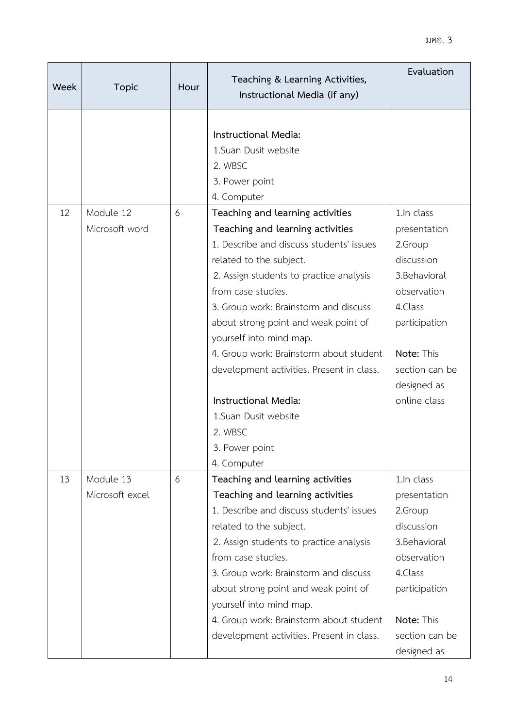| Week | Topic | Hour | Teaching & Learning Activities, Instructional Media (if any) | Evaluation |
|---|---|---|---|---|
| | | | **Instructional Media:**<br>1.Suan Dusit website<br>2. WBSC<br>3. Power point<br>4. Computer | |
| 12 | Module 12<br>Microsoft word | 6 | **Teaching and learning activities**<br>**Teaching and learning activities**<br>1. Describe and discuss students' issues related to the subject.<br>2. Assign students to practice analysis from case studies.<br>3. Group work: Brainstorm and discuss about strong point and weak point of yourself into mind map.<br>4. Group work: Brainstorm about student development activities. Present in class.<br><br>**Instructional Media:**<br>1.Suan Dusit website<br>2. WBSC<br>3. Power point<br>4. Computer | 1.In class presentation<br>2.Group discussion<br>3.Behavioral observation<br>4.Class participation<br><br>**Note:** This section can be designed as online class |
| 13 | Module 13<br>Microsoft excel | 6 | **Teaching and learning activities**<br>**Teaching and learning activities**<br>1. Describe and discuss students' issues related to the subject.<br>2. Assign students to practice analysis from case studies.<br>3. Group work: Brainstorm and discuss about strong point and weak point of yourself into mind map.<br>4. Group work: Brainstorm about student development activities. Present in class. | 1.In class presentation<br>2.Group discussion<br>3.Behavioral observation<br>4.Class participation<br><br>**Note:** This section can be designed as |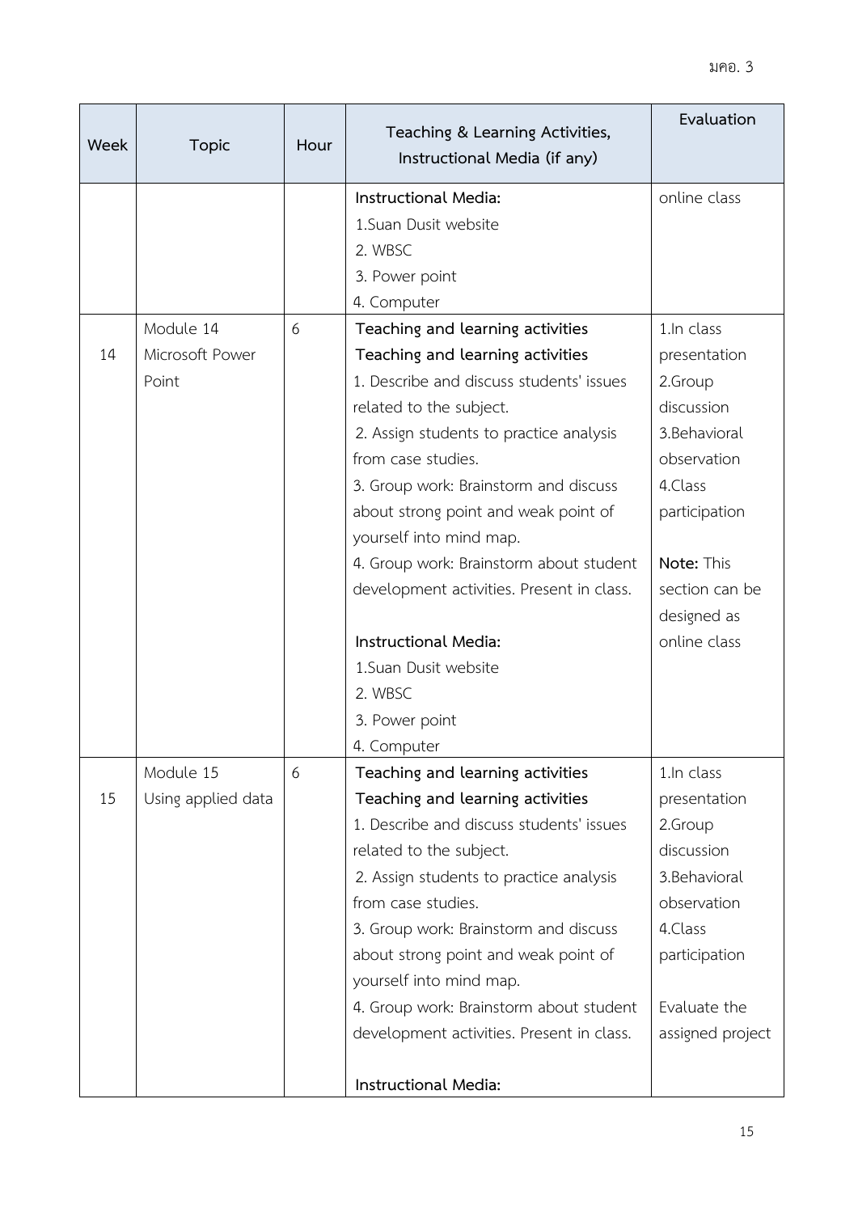| Week | Topic | Hour | Teaching & Learning Activities, Instructional Media (if any) | Evaluation |
|---|---|---|---|---|
| | | | **Instructional Media:**<br>1.Suan Dusit website<br>2. WBSC<br>3. Power point<br>4. Computer | online class |
| 14 | Module 14<br>Microsoft Power Point | 6 | **Teaching and learning activities**<br>**Teaching and learning activities**<br>1. Describe and discuss students' issues related to the subject.<br>2. Assign students to practice analysis from case studies.<br>3. Group work: Brainstorm and discuss about strong point and weak point of yourself into mind map.<br>4. Group work: Brainstorm about student development activities. Present in class.<br><br>**Instructional Media:**<br>1.Suan Dusit website<br>2. WBSC<br>3. Power point<br>4. Computer | 1.In class presentation<br>2.Group discussion<br>3.Behavioral observation<br>4.Class participation<br><br>**Note:** This section can be designed as online class |
| 15 | Module 15<br>Using applied data | 6 | **Teaching and learning activities**<br>**Teaching and learning activities**<br>1. Describe and discuss students' issues related to the subject.<br>2. Assign students to practice analysis from case studies.<br>3. Group work: Brainstorm and discuss about strong point and weak point of yourself into mind map.<br>4. Group work: Brainstorm about student development activities. Present in class.<br><br>**Instructional Media:** | 1.In class presentation<br>2.Group discussion<br>3.Behavioral observation<br>4.Class participation<br><br>Evaluate the assigned project |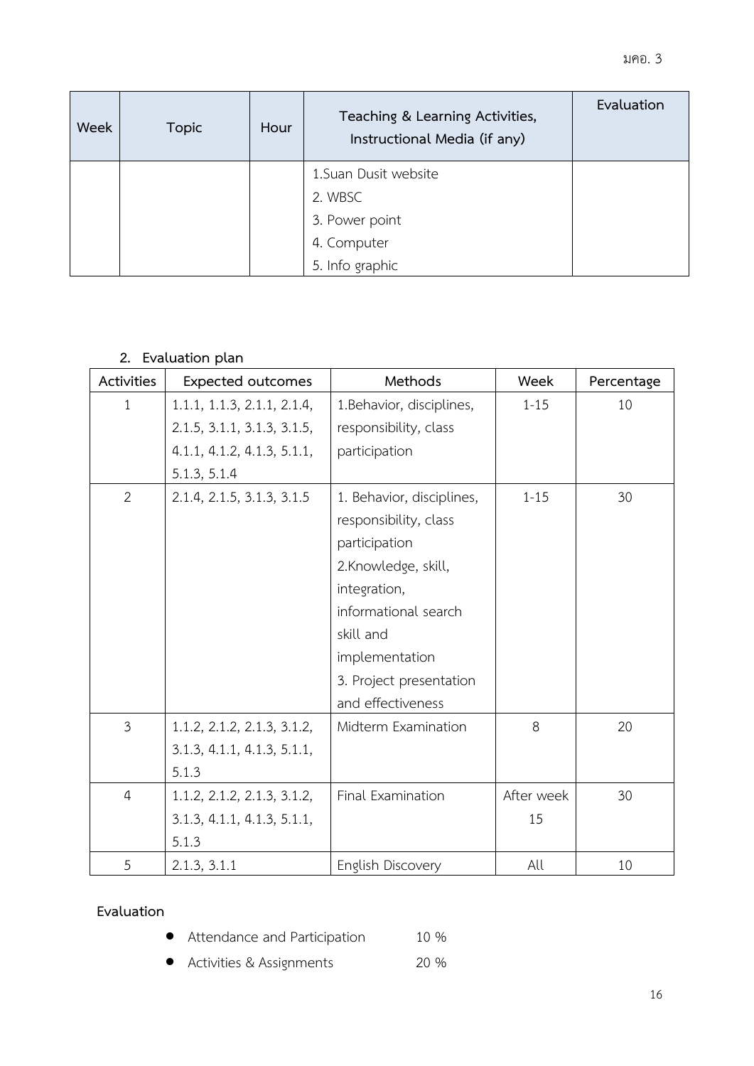| Week | Topic | Hour | Teaching & Learning Activities, Instructional Media (if any) | Evaluation |
|---|---|---|---|---|
| | | | 1.Suan Dusit website<br>2. WBSC<br>3. Power point<br>4. Computer<br>5. Info graphic | |

**2. Evaluation plan**

| Activities | Expected outcomes | Methods | Week | Percentage |
|---|---|---|---|---|
| 1 | 1.1.1, 1.1.3, 2.1.1, 2.1.4, 2.1.5, 3.1.1, 3.1.3, 3.1.5, 4.1.1, 4.1.2, 4.1.3, 5.1.1, 5.1.3, 5.1.4 | 1.Behavior, disciplines, responsibility, class participation | 1-15 | 10 |
| 2 | 2.1.4, 2.1.5, 3.1.3, 3.1.5 | 1. Behavior, disciplines, responsibility, class participation<br>2.Knowledge, skill, integration, informational search skill and implementation<br>3. Project presentation and effectiveness | 1-15 | 30 |
| 3 | 1.1.2, 2.1.2, 2.1.3, 3.1.2, 3.1.3, 4.1.1, 4.1.3, 5.1.1, 5.1.3 | Midterm Examination | 8 | 20 |
| 4 | 1.1.2, 2.1.2, 2.1.3, 3.1.2, 3.1.3, 4.1.1, 4.1.3, 5.1.1, 5.1.3 | Final Examination | After week 15 | 30 |
| 5 | 2.1.3, 3.1.1 | English Discovery | All | 10 |

**Evaluation**

- Attendance and Participation 10 %
- Activities & Assignments 20 %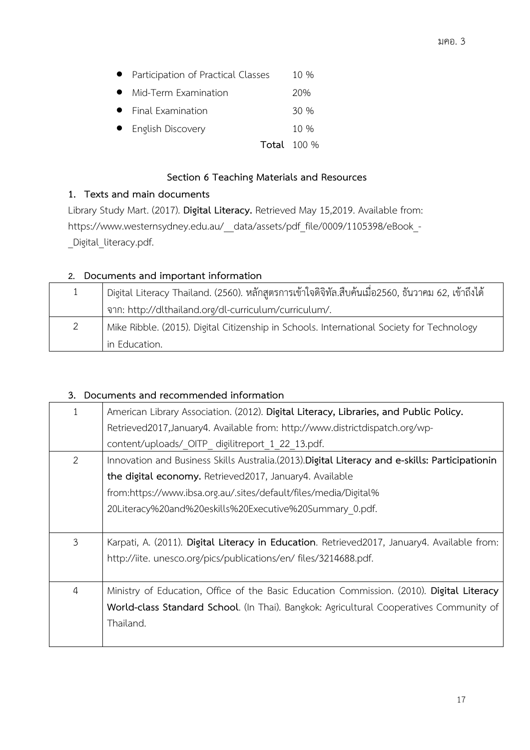- Participation of Practical Classes 10 %
- Mid-Term Examination 20%
- Final Examination 30 %
- English Discovery 10 %

**Total** 100 %

## Section 6 Teaching Materials and Resources

### 1. Texts and main documents

Library Study Mart. (2017). **Digital Literacy.** Retrieved May 15,2019. Available from: https://www.westernsydney.edu.au/__data/assets/pdf_file/0009/1105398/eBook_-_Digital_literacy.pdf.

### 2. Documents and important information

| | |
|---|---|
| 1 | Digital Literacy Thailand. (2560). หลักสูตรการเข้าใจดิจิทัล.สืบค้นเมื่อ2560, ธันวาคม 62, เข้าถึงได้จาก: http://dlthailand.org/dl-curriculum/curriculum/. |
| 2 | Mike Ribble. (2015). Digital Citizenship in Schools. International Society for Technology in Education. |

### 3. Documents and recommended information

| | |
|---|---|
| 1 | American Library Association. (2012). **Digital Literacy, Libraries, and Public Policy.** Retrieved2017,January4. Available from: http://www.districtdispatch.org/wp-content/uploads/_OITP_ digilitreport_1_22_13.pdf. |
| 2 | Innovation and Business Skills Australia.(2013).**Digital Literacy and e-skills: Participationin the digital economy.** Retrieved2017, January4. Available from:https://www.ibsa.org.au/.sites/default/files/media/Digital%20Literacy%20and%20eskills%20Executive%20Summary_0.pdf. |
| 3 | Karpati, A. (2011). **Digital Literacy in Education**. Retrieved2017, January4. Available from: http://iite. unesco.org/pics/publications/en/ files/3214688.pdf. |
| 4 | Ministry of Education, Office of the Basic Education Commission. (2010). **Digital Literacy World-class Standard School**. (In Thai). Bangkok: Agricultural Cooperatives Community of Thailand. |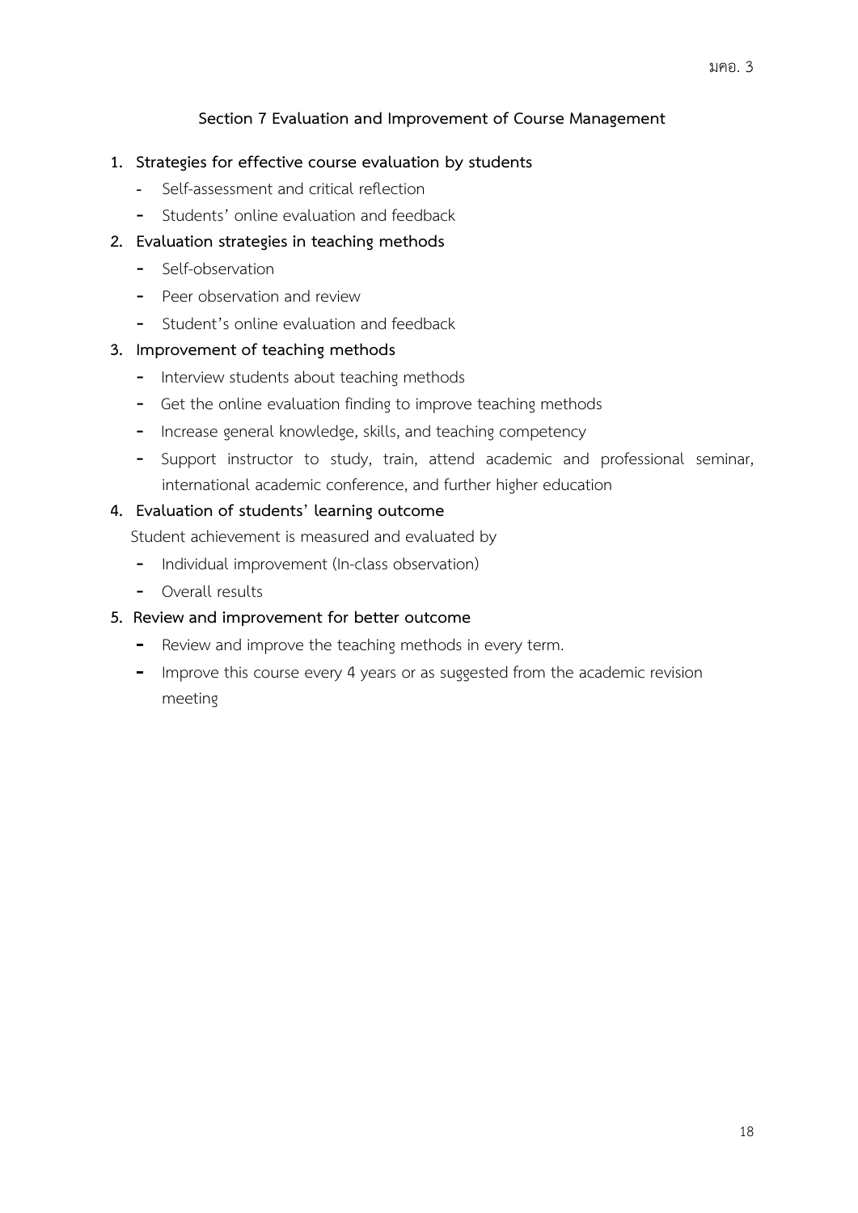## Section 7 Evaluation and Improvement of Course Management

1. **Strategies for effective course evaluation by students**
   - Self-assessment and critical reflection
   - Students' online evaluation and feedback
2. **Evaluation strategies in teaching methods**
   - Self-observation
   - Peer observation and review
   - Student's online evaluation and feedback
3. **Improvement of teaching methods**
   - Interview students about teaching methods
   - Get the online evaluation finding to improve teaching methods
   - Increase general knowledge, skills, and teaching competency
   - Support instructor to study, train, attend academic and professional seminar, international academic conference, and further higher education
4. **Evaluation of students' learning outcome**

   Student achievement is measured and evaluated by
   - Individual improvement (In-class observation)
   - Overall results
5. **Review and improvement for better outcome**
   - Review and improve the teaching methods in every term.
   - Improve this course every 4 years or as suggested from the academic revision meeting